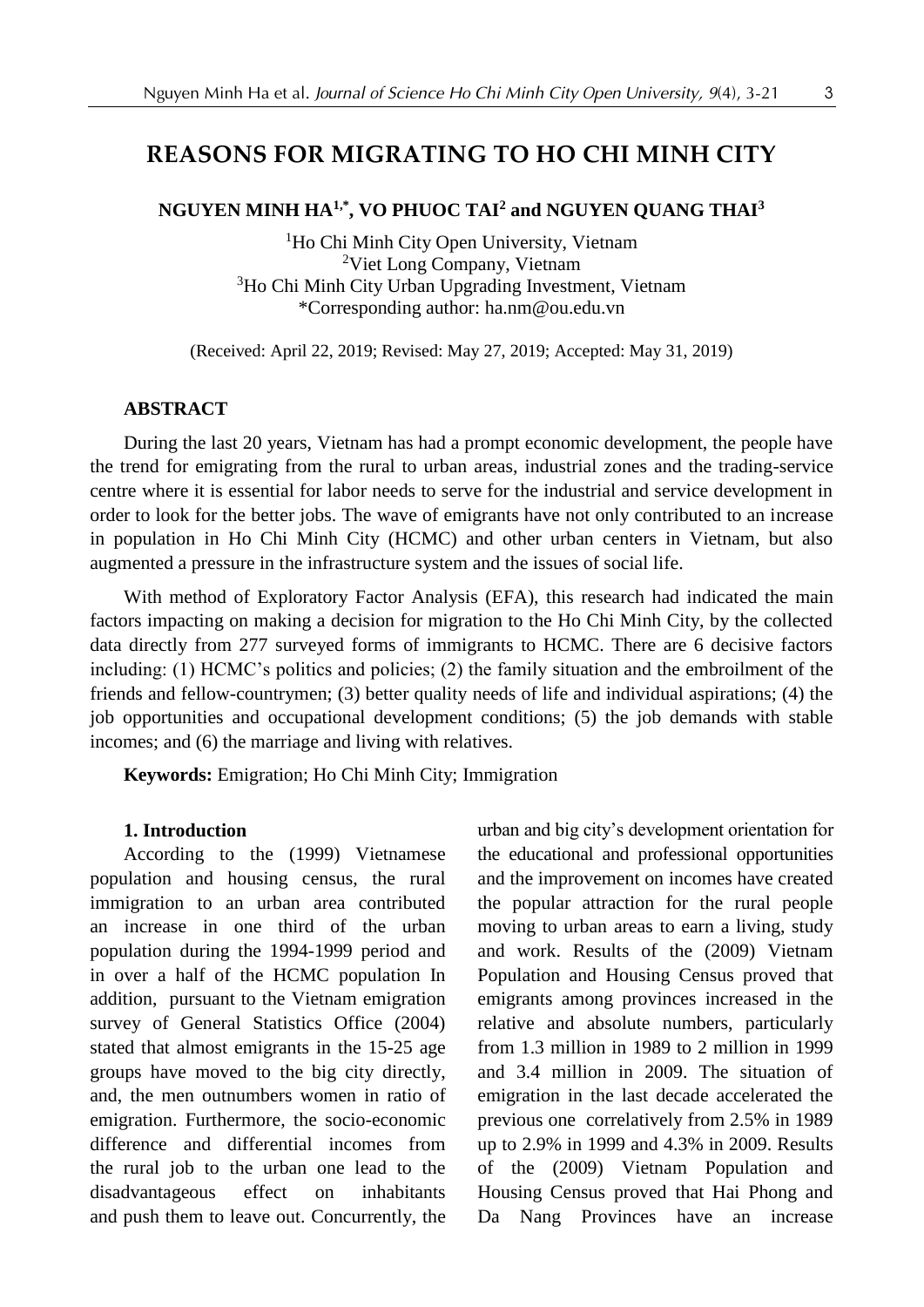# REASONS FOR MIGRATING TO HO CHI MINH CITY

**NGUYEN MINH HA[1,*], VO PHUOC TAI[2] and NGUYEN QUANG THAI[3]**

[1]Ho Chi Minh City Open University, Vietnam
[2]Viet Long Company, Vietnam
[3]Ho Chi Minh City Urban Upgrading Investment, Vietnam
*Corresponding author: ha.nm@ou.edu.vn

(Received: April 22, 2019; Revised: May 27, 2019; Accepted: May 31, 2019)

## ABSTRACT

During the last 20 years, Vietnam has had a prompt economic development, the people have the trend for emigrating from the rural to urban areas, industrial zones and the trading-service centre where it is essential for labor needs to serve for the industrial and service development in order to look for the better jobs. The wave of emigrants have not only contributed to an increase in population in Ho Chi Minh City (HCMC) and other urban centers in Vietnam, but also augmented a pressure in the infrastructure system and the issues of social life.

With method of Exploratory Factor Analysis (EFA), this research had indicated the main factors impacting on making a decision for migration to the Ho Chi Minh City, by the collected data directly from 277 surveyed forms of immigrants to HCMC. There are 6 decisive factors including: (1) HCMC's politics and policies; (2) the family situation and the embroilment of the friends and fellow-countrymen; (3) better quality needs of life and individual aspirations; (4) the job opportunities and occupational development conditions; (5) the job demands with stable incomes; and (6) the marriage and living with relatives.

**Keywords:** Emigration; Ho Chi Minh City; Immigration

## 1. Introduction

According to the (1999) Vietnamese population and housing census, the rural immigration to an urban area contributed an increase in one third of the urban population during the 1994-1999 period and in over a half of the HCMC population In addition, pursuant to the Vietnam emigration survey of General Statistics Office (2004) stated that almost emigrants in the 15-25 age groups have moved to the big city directly, and, the men outnumbers women in ratio of emigration. Furthermore, the socio-economic difference and differential incomes from the rural job to the urban one lead to the disadvantageous effect on inhabitants and push them to leave out. Concurrently, the urban and big city's development orientation for the educational and professional opportunities and the improvement on incomes have created the popular attraction for the rural people moving to urban areas to earn a living, study and work. Results of the (2009) Vietnam Population and Housing Census proved that emigrants among provinces increased in the relative and absolute numbers, particularly from 1.3 million in 1989 to 2 million in 1999 and 3.4 million in 2009. The situation of emigration in the last decade accelerated the previous one correlatively from 2.5% in 1989 up to 2.9% in 1999 and 4.3% in 2009. Results of the (2009) Vietnam Population and Housing Census proved that Hai Phong and Da Nang Provinces have an increase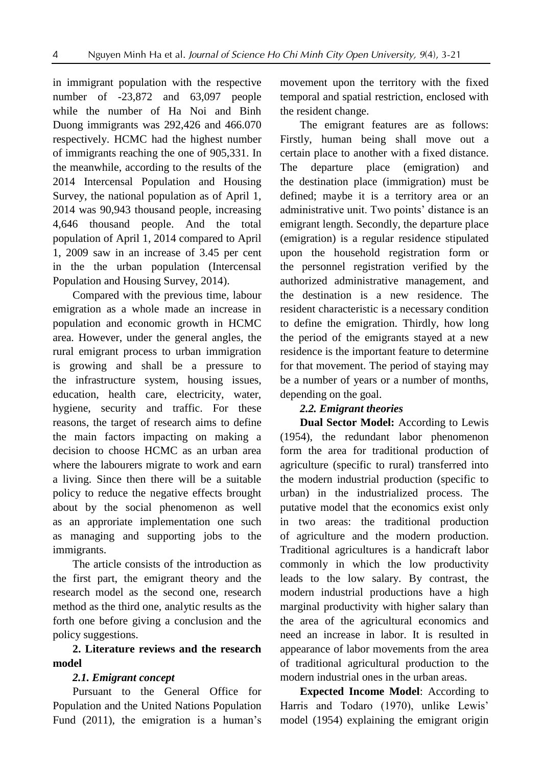in immigrant population with the respective number of -23,872 and 63,097 people while the number of Ha Noi and Binh Duong immigrants was 292,426 and 466.070 respectively. HCMC had the highest number of immigrants reaching the one of 905,331. In the meanwhile, according to the results of the 2014 Intercensal Population and Housing Survey, the national population as of April 1, 2014 was 90,943 thousand people, increasing 4,646 thousand people. And the total population of April 1, 2014 compared to April 1, 2009 saw in an increase of 3.45 per cent in the the urban population (Intercensal Population and Housing Survey, 2014).

Compared with the previous time, labour emigration as a whole made an increase in population and economic growth in HCMC area. However, under the general angles, the rural emigrant process to urban immigration is growing and shall be a pressure to the infrastructure system, housing issues, education, health care, electricity, water, hygiene, security and traffic. For these reasons, the target of research aims to define the main factors impacting on making a decision to choose HCMC as an urban area where the labourers migrate to work and earn a living. Since then there will be a suitable policy to reduce the negative effects brought about by the social phenomenon as well as an approriate implementation one such as managing and supporting jobs to the immigrants.

The article consists of the introduction as the first part, the emigrant theory and the research model as the second one, research method as the third one, analytic results as the forth one before giving a conclusion and the policy suggestions.

## 2. Literature reviews and the research model

### *2.1. Emigrant concept*

Pursuant to the General Office for Population and the United Nations Population Fund (2011), the emigration is a human's movement upon the territory with the fixed temporal and spatial restriction, enclosed with the resident change.

The emigrant features are as follows: Firstly, human being shall move out a certain place to another with a fixed distance. The departure place (emigration) and the destination place (immigration) must be defined; maybe it is a territory area or an administrative unit. Two points' distance is an emigrant length. Secondly, the departure place (emigration) is a regular residence stipulated upon the household registration form or the personnel registration verified by the authorized administrative management, and the destination is a new residence. The resident characteristic is a necessary condition to define the emigration. Thirdly, how long the period of the emigrants stayed at a new residence is the important feature to determine for that movement. The period of staying may be a number of years or a number of months, depending on the goal.

### *2.2. Emigrant theories*

**Dual Sector Model:** According to Lewis (1954), the redundant labor phenomenon form the area for traditional production of agriculture (specific to rural) transferred into the modern industrial production (specific to urban) in the industrialized process. The putative model that the economics exist only in two areas: the traditional production of agriculture and the modern production. Traditional agricultures is a handicraft labor commonly in which the low productivity leads to the low salary. By contrast, the modern industrial productions have a high marginal productivity with higher salary than the area of the agricultural economics and need an increase in labor. It is resulted in appearance of labor movements from the area of traditional agricultural production to the modern industrial ones in the urban areas.

**Expected Income Model**: According to Harris and Todaro (1970), unlike Lewis' model (1954) explaining the emigrant origin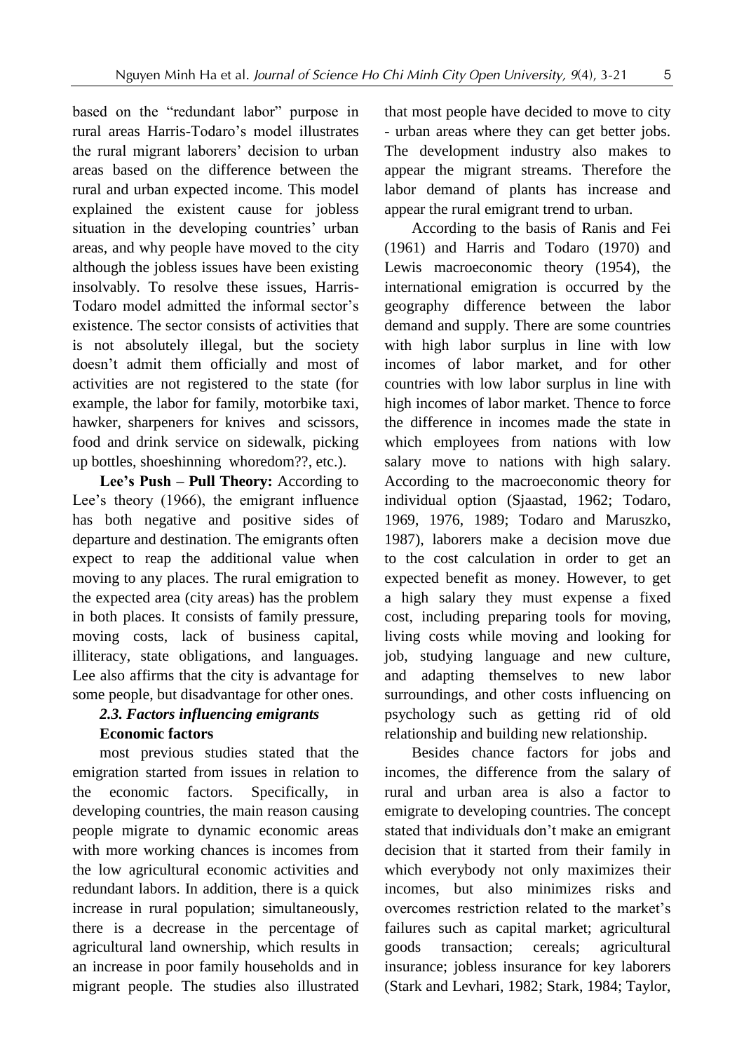based on the "redundant labor" purpose in rural areas Harris-Todaro's model illustrates the rural migrant laborers' decision to urban areas based on the difference between the rural and urban expected income. This model explained the existent cause for jobless situation in the developing countries' urban areas, and why people have moved to the city although the jobless issues have been existing insolvably. To resolve these issues, Harris-Todaro model admitted the informal sector's existence. The sector consists of activities that is not absolutely illegal, but the society doesn't admit them officially and most of activities are not registered to the state (for example, the labor for family, motorbike taxi, hawker, sharpeners for knives and scissors, food and drink service on sidewalk, picking up bottles, shoeshinning whoredom??, etc.).

**Lee's Push – Pull Theory:** According to Lee's theory (1966), the emigrant influence has both negative and positive sides of departure and destination. The emigrants often expect to reap the additional value when moving to any places. The rural emigration to the expected area (city areas) has the problem in both places. It consists of family pressure, moving costs, lack of business capital, illiteracy, state obligations, and languages. Lee also affirms that the city is advantage for some people, but disadvantage for other ones.

### *2.3. Factors influencing emigrants*

**Economic factors**

most previous studies stated that the emigration started from issues in relation to the economic factors. Specifically, in developing countries, the main reason causing people migrate to dynamic economic areas with more working chances is incomes from the low agricultural economic activities and redundant labors. In addition, there is a quick increase in rural population; simultaneously, there is a decrease in the percentage of agricultural land ownership, which results in an increase in poor family households and in migrant people. The studies also illustrated that most people have decided to move to city - urban areas where they can get better jobs. The development industry also makes to appear the migrant streams. Therefore the labor demand of plants has increase and appear the rural emigrant trend to urban.

According to the basis of Ranis and Fei (1961) and Harris and Todaro (1970) and Lewis macroeconomic theory (1954), the international emigration is occurred by the geography difference between the labor demand and supply. There are some countries with high labor surplus in line with low incomes of labor market, and for other countries with low labor surplus in line with high incomes of labor market. Thence to force the difference in incomes made the state in which employees from nations with low salary move to nations with high salary. According to the macroeconomic theory for individual option (Sjaastad, 1962; Todaro, 1969, 1976, 1989; Todaro and Maruszko, 1987), laborers make a decision move due to the cost calculation in order to get an expected benefit as money. However, to get a high salary they must expense a fixed cost, including preparing tools for moving, living costs while moving and looking for job, studying language and new culture, and adapting themselves to new labor surroundings, and other costs influencing on psychology such as getting rid of old relationship and building new relationship.

Besides chance factors for jobs and incomes, the difference from the salary of rural and urban area is also a factor to emigrate to developing countries. The concept stated that individuals don't make an emigrant decision that it started from their family in which everybody not only maximizes their incomes, but also minimizes risks and overcomes restriction related to the market's failures such as capital market; agricultural goods transaction; cereals; agricultural insurance; jobless insurance for key laborers (Stark and Levhari, 1982; Stark, 1984; Taylor,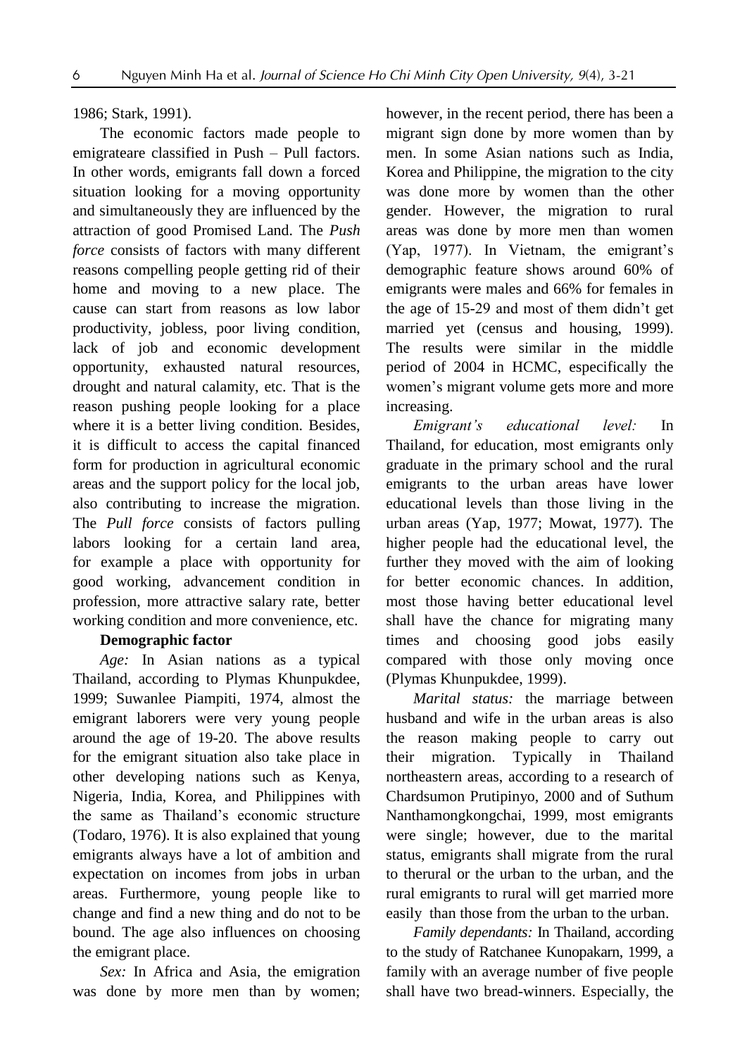1986; Stark, 1991).

The economic factors made people to emigrateare classified in Push – Pull factors. In other words, emigrants fall down a forced situation looking for a moving opportunity and simultaneously they are influenced by the attraction of good Promised Land. The *Push force* consists of factors with many different reasons compelling people getting rid of their home and moving to a new place. The cause can start from reasons as low labor productivity, jobless, poor living condition, lack of job and economic development opportunity, exhausted natural resources, drought and natural calamity, etc. That is the reason pushing people looking for a place where it is a better living condition. Besides, it is difficult to access the capital financed form for production in agricultural economic areas and the support policy for the local job, also contributing to increase the migration. The *Pull force* consists of factors pulling labors looking for a certain land area, for example a place with opportunity for good working, advancement condition in profession, more attractive salary rate, better working condition and more convenience, etc.

**Demographic factor**

*Age:* In Asian nations as a typical Thailand, according to Plymas Khunpukdee, 1999; Suwanlee Piampiti, 1974, almost the emigrant laborers were very young people around the age of 19-20. The above results for the emigrant situation also take place in other developing nations such as Kenya, Nigeria, India, Korea, and Philippines with the same as Thailand's economic structure (Todaro, 1976). It is also explained that young emigrants always have a lot of ambition and expectation on incomes from jobs in urban areas. Furthermore, young people like to change and find a new thing and do not to be bound. The age also influences on choosing the emigrant place.

*Sex:* In Africa and Asia, the emigration was done by more men than by women; however, in the recent period, there has been a migrant sign done by more women than by men. In some Asian nations such as India, Korea and Philippine, the migration to the city was done more by women than the other gender. However, the migration to rural areas was done by more men than women (Yap, 1977). In Vietnam, the emigrant's demographic feature shows around 60% of emigrants were males and 66% for females in the age of 15-29 and most of them didn't get married yet (census and housing, 1999). The results were similar in the middle period of 2004 in HCMC, especifically the women's migrant volume gets more and more increasing.

*Emigrant's educational level:* In Thailand, for education, most emigrants only graduate in the primary school and the rural emigrants to the urban areas have lower educational levels than those living in the urban areas (Yap, 1977; Mowat, 1977). The higher people had the educational level, the further they moved with the aim of looking for better economic chances. In addition, most those having better educational level shall have the chance for migrating many times and choosing good jobs easily compared with those only moving once (Plymas Khunpukdee, 1999).

*Marital status:* the marriage between husband and wife in the urban areas is also the reason making people to carry out their migration. Typically in Thailand northeastern areas, according to a research of Chardsumon Prutipinyo, 2000 and of Suthum Nanthamongkongchai, 1999, most emigrants were single; however, due to the marital status, emigrants shall migrate from the rural to therural or the urban to the urban, and the rural emigrants to rural will get married more easily than those from the urban to the urban.

*Family dependants:* In Thailand, according to the study of Ratchanee Kunopakarn, 1999, a family with an average number of five people shall have two bread-winners. Especially, the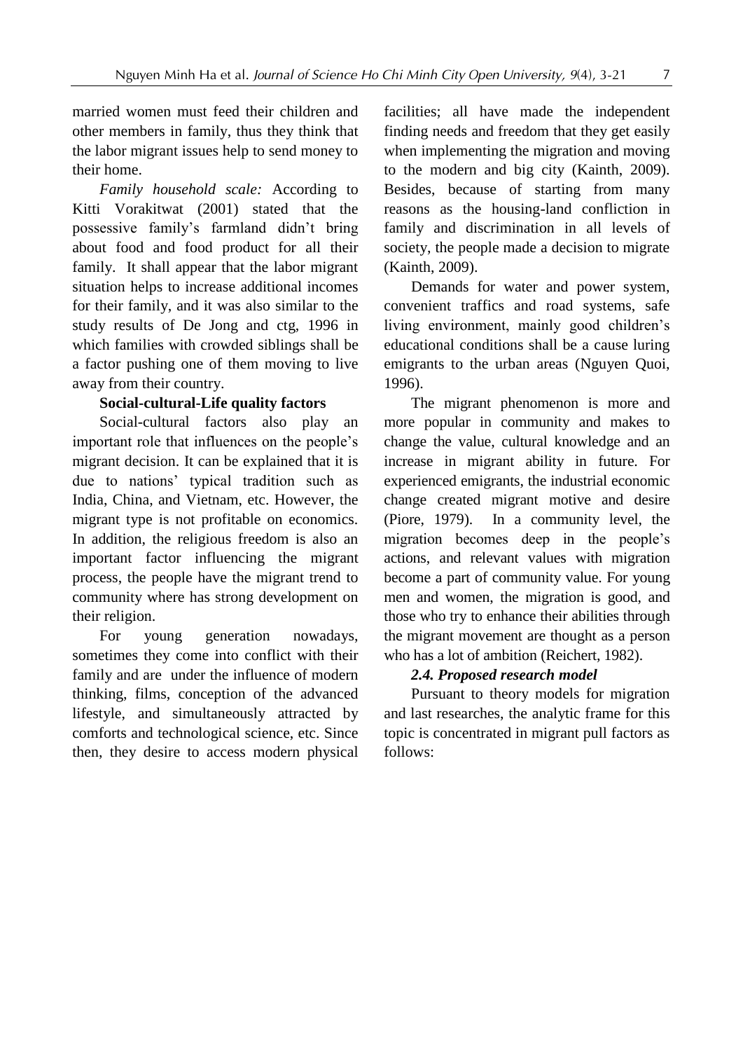married women must feed their children and other members in family, thus they think that the labor migrant issues help to send money to their home.

*Family household scale:* According to Kitti Vorakitwat (2001) stated that the possessive family's farmland didn't bring about food and food product for all their family. It shall appear that the labor migrant situation helps to increase additional incomes for their family, and it was also similar to the study results of De Jong and ctg, 1996 in which families with crowded siblings shall be a factor pushing one of them moving to live away from their country.

**Social-cultural-Life quality factors**

Social-cultural factors also play an important role that influences on the people's migrant decision. It can be explained that it is due to nations' typical tradition such as India, China, and Vietnam, etc. However, the migrant type is not profitable on economics. In addition, the religious freedom is also an important factor influencing the migrant process, the people have the migrant trend to community where has strong development on their religion.

For young generation nowadays, sometimes they come into conflict with their family and are under the influence of modern thinking, films, conception of the advanced lifestyle, and simultaneously attracted by comforts and technological science, etc. Since then, they desire to access modern physical facilities; all have made the independent finding needs and freedom that they get easily when implementing the migration and moving to the modern and big city (Kainth, 2009). Besides, because of starting from many reasons as the housing-land confliction in family and discrimination in all levels of society, the people made a decision to migrate (Kainth, 2009).

Demands for water and power system, convenient traffics and road systems, safe living environment, mainly good children's educational conditions shall be a cause luring emigrants to the urban areas (Nguyen Quoi, 1996).

The migrant phenomenon is more and more popular in community and makes to change the value, cultural knowledge and an increase in migrant ability in future. For experienced emigrants, the industrial economic change created migrant motive and desire (Piore, 1979). In a community level, the migration becomes deep in the people's actions, and relevant values with migration become a part of community value. For young men and women, the migration is good, and those who try to enhance their abilities through the migrant movement are thought as a person who has a lot of ambition (Reichert, 1982).

### *2.4. Proposed research model*

Pursuant to theory models for migration and last researches, the analytic frame for this topic is concentrated in migrant pull factors as follows: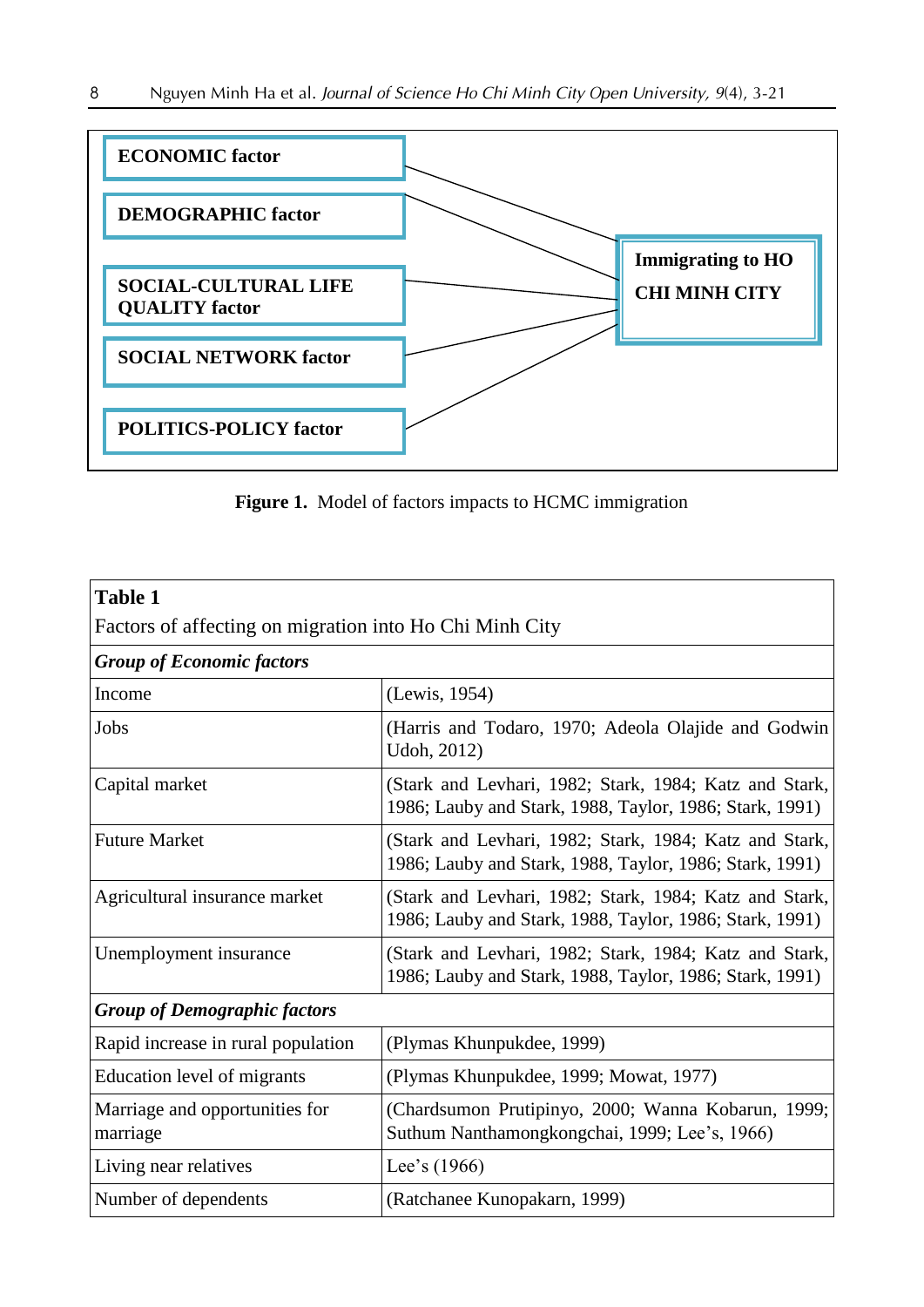ECONOMIC factor

DEMOGRAPHIC factor

SOCIAL-CULTURAL LIFE QUALITY factor

SOCIAL NETWORK factor

POLITICS-POLICY factor

Immigrating to HO CHI MINH CITY

**Figure 1.** Model of factors impacts to HCMC immigration

**Table 1**

Factors of affecting on migration into Ho Chi Minh City

| | |
|---|---|
| ***Group of Economic factors*** | |
| Income | (Lewis, 1954) |
| Jobs | (Harris and Todaro, 1970; Adeola Olajide and Godwin Udoh, 2012) |
| Capital market | (Stark and Levhari, 1982; Stark, 1984; Katz and Stark, 1986; Lauby and Stark, 1988, Taylor, 1986; Stark, 1991) |
| Future Market | (Stark and Levhari, 1982; Stark, 1984; Katz and Stark, 1986; Lauby and Stark, 1988, Taylor, 1986; Stark, 1991) |
| Agricultural insurance market | (Stark and Levhari, 1982; Stark, 1984; Katz and Stark, 1986; Lauby and Stark, 1988, Taylor, 1986; Stark, 1991) |
| Unemployment insurance | (Stark and Levhari, 1982; Stark, 1984; Katz and Stark, 1986; Lauby and Stark, 1988, Taylor, 1986; Stark, 1991) |
| ***Group of Demographic factors*** | |
| Rapid increase in rural population | (Plymas Khunpukdee, 1999) |
| Education level of migrants | (Plymas Khunpukdee, 1999; Mowat, 1977) |
| Marriage and opportunities for marriage | (Chardsumon Prutipinyo, 2000; Wanna Kobarun, 1999; Suthum Nanthamongkongchai, 1999; Lee's, 1966) |
| Living near relatives | Lee's (1966) |
| Number of dependents | (Ratchanee Kunopakarn, 1999) |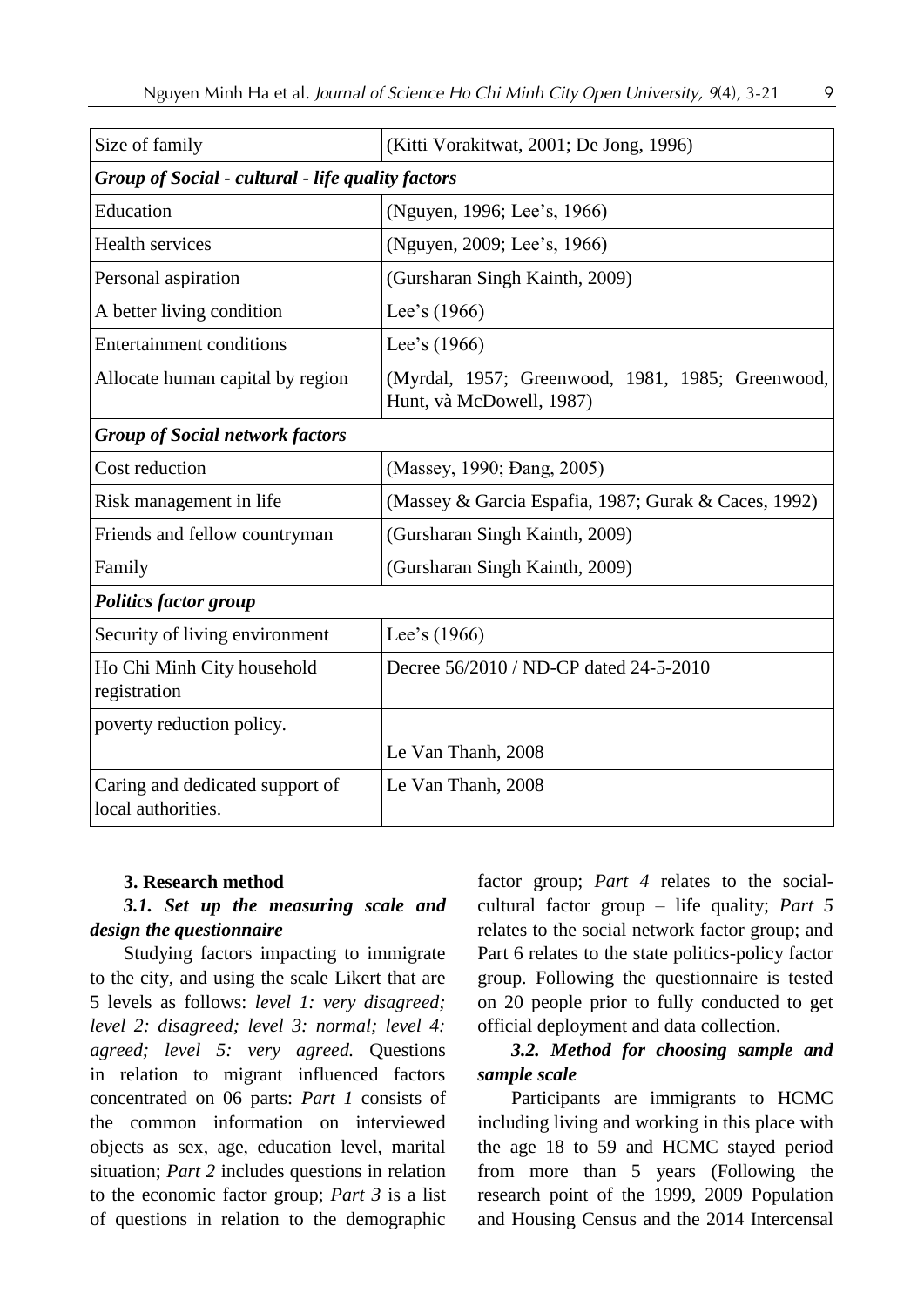| | |
|---|---|
| Size of family | (Kitti Vorakitwat, 2001; De Jong, 1996) |
| ***Group of Social - cultural - life quality factors*** | |
| Education | (Nguyen, 1996; Lee's, 1966) |
| Health services | (Nguyen, 2009; Lee's, 1966) |
| Personal aspiration | (Gursharan Singh Kainth, 2009) |
| A better living condition | Lee's (1966) |
| Entertainment conditions | Lee's (1966) |
| Allocate human capital by region | (Myrdal, 1957; Greenwood, 1981, 1985; Greenwood, Hunt, và McDowell, 1987) |
| ***Group of Social network factors*** | |
| Cost reduction | (Massey, 1990; Đang, 2005) |
| Risk management in life | (Massey & Garcia Espafia, 1987; Gurak & Caces, 1992) |
| Friends and fellow countryman | (Gursharan Singh Kainth, 2009) |
| Family | (Gursharan Singh Kainth, 2009) |
| ***Politics factor group*** | |
| Security of living environment | Lee's (1966) |
| Ho Chi Minh City household registration | Decree 56/2010 / ND-CP dated 24-5-2010 |
| poverty reduction policy. | Le Van Thanh, 2008 |
| Caring and dedicated support of local authorities. | Le Van Thanh, 2008 |

### 3. Research method

#### *3.1. Set up the measuring scale and design the questionnaire*

Studying factors impacting to immigrate to the city, and using the scale Likert that are 5 levels as follows: *level 1: very disagreed; level 2: disagreed; level 3: normal; level 4: agreed; level 5: very agreed.* Questions in relation to migrant influenced factors concentrated on 06 parts: *Part 1* consists of the common information on interviewed objects as sex, age, education level, marital situation; *Part 2* includes questions in relation to the economic factor group; *Part 3* is a list of questions in relation to the demographic factor group; *Part 4* relates to the social-cultural factor group – life quality; *Part 5* relates to the social network factor group; and Part 6 relates to the state politics-policy factor group. Following the questionnaire is tested on 20 people prior to fully conducted to get official deployment and data collection.

#### *3.2. Method for choosing sample and sample scale*

Participants are immigrants to HCMC including living and working in this place with the age 18 to 59 and HCMC stayed period from more than 5 years (Following the research point of the 1999, 2009 Population and Housing Census and the 2014 Intercensal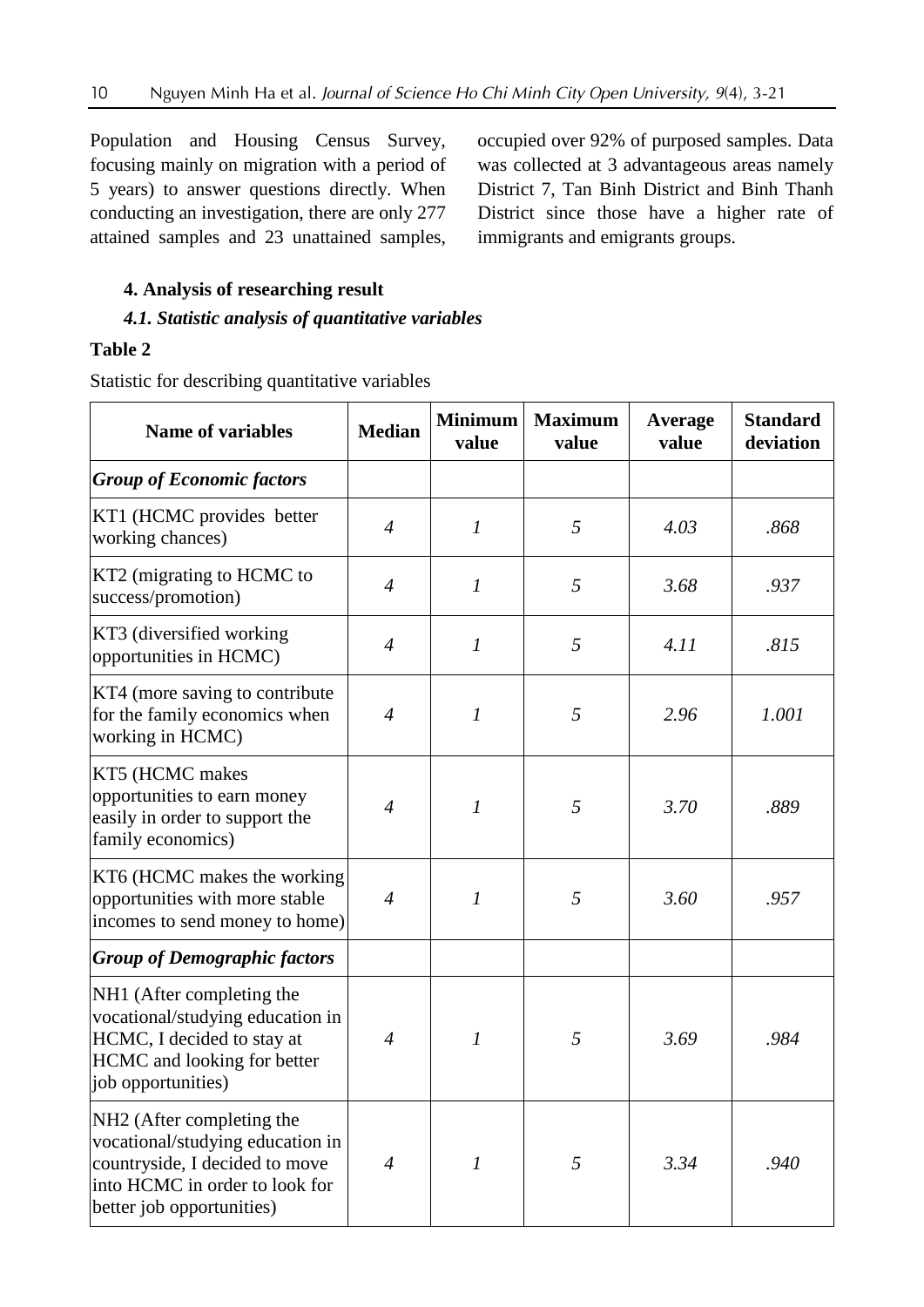Population and Housing Census Survey, focusing mainly on migration with a period of 5 years) to answer questions directly. When conducting an investigation, there are only 277 attained samples and 23 unattained samples, occupied over 92% of purposed samples. Data was collected at 3 advantageous areas namely District 7, Tan Binh District and Binh Thanh District since those have a higher rate of immigrants and emigrants groups.

## 4. Analysis of researching result

### *4.1. Statistic analysis of quantitative variables*

**Table 2**

Statistic for describing quantitative variables

| Name of variables | Median | Minimum value | Maximum value | Average value | Standard deviation |
|---|---|---|---|---|---|
| ***Group of Economic factors*** | | | | | |
| KT1 (HCMC provides better working chances) | *4* | *1* | *5* | *4.03* | *.868* |
| KT2 (migrating to HCMC to success/promotion) | *4* | *1* | *5* | *3.68* | *.937* |
| KT3 (diversified working opportunities in HCMC) | *4* | *1* | *5* | *4.11* | *.815* |
| KT4 (more saving to contribute for the family economics when working in HCMC) | *4* | *1* | *5* | *2.96* | *1.001* |
| KT5 (HCMC makes opportunities to earn money easily in order to support the family economics) | *4* | *1* | *5* | *3.70* | *.889* |
| KT6 (HCMC makes the working opportunities with more stable incomes to send money to home) | *4* | *1* | *5* | *3.60* | *.957* |
| ***Group of Demographic factors*** | | | | | |
| NH1 (After completing the vocational/studying education in HCMC, I decided to stay at HCMC and looking for better job opportunities) | *4* | *1* | *5* | *3.69* | *.984* |
| NH2 (After completing the vocational/studying education in countryside, I decided to move into HCMC in order to look for better job opportunities) | *4* | *1* | *5* | *3.34* | *.940* |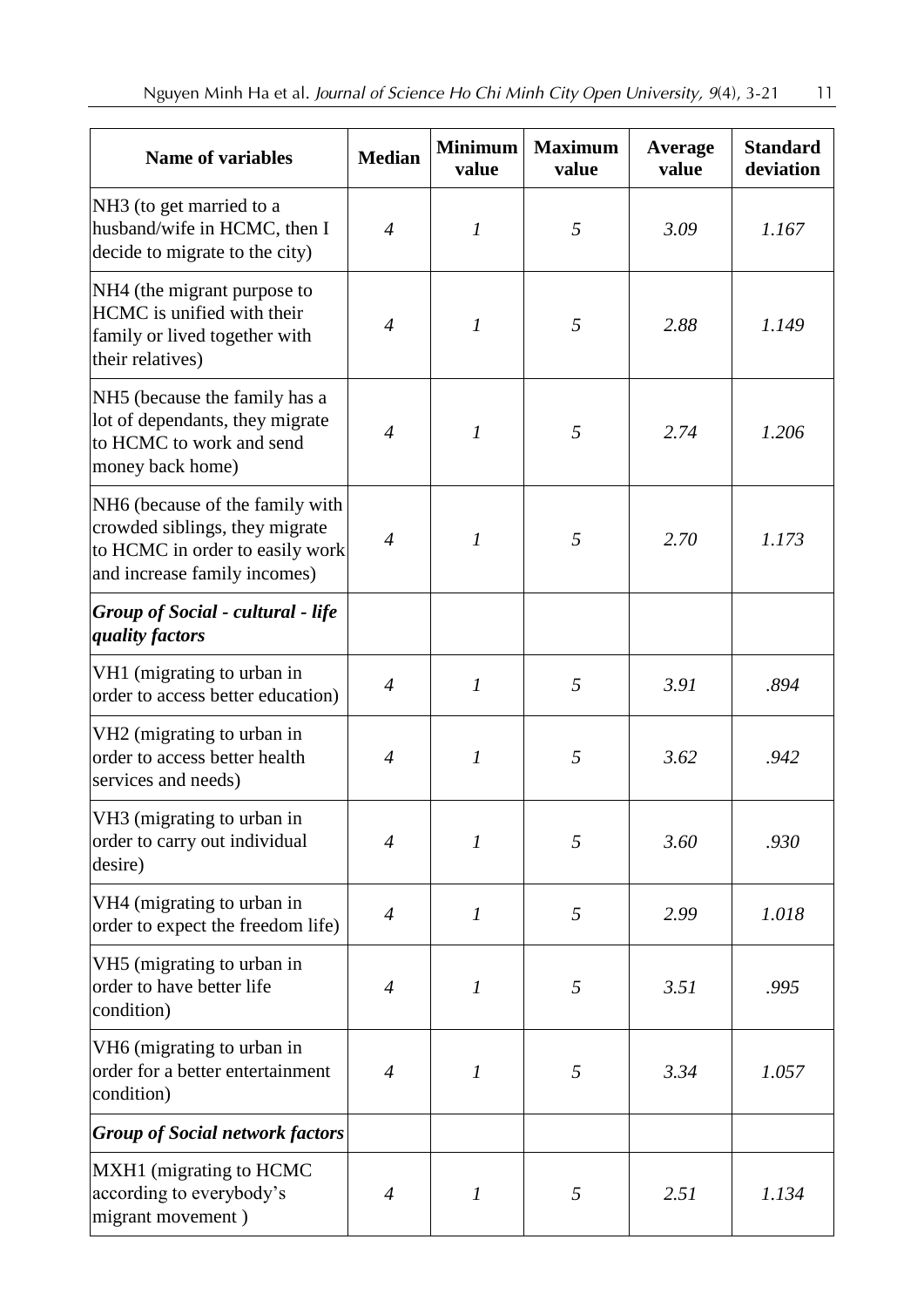| Name of variables | Median | Minimum value | Maximum value | Average value | Standard deviation |
|---|---|---|---|---|---|
| NH3 (to get married to a husband/wife in HCMC, then I decide to migrate to the city) | *4* | *1* | *5* | *3.09* | *1.167* |
| NH4 (the migrant purpose to HCMC is unified with their family or lived together with their relatives) | *4* | *1* | *5* | *2.88* | *1.149* |
| NH5 (because the family has a lot of dependants, they migrate to HCMC to work and send money back home) | *4* | *1* | *5* | *2.74* | *1.206* |
| NH6 (because of the family with crowded siblings, they migrate to HCMC in order to easily work and increase family incomes) | *4* | *1* | *5* | *2.70* | *1.173* |
| ***Group of Social - cultural - life quality factors*** | | | | | |
| VH1 (migrating to urban in order to access better education) | *4* | *1* | *5* | *3.91* | *.894* |
| VH2 (migrating to urban in order to access better health services and needs) | *4* | *1* | *5* | *3.62* | *.942* |
| VH3 (migrating to urban in order to carry out individual desire) | *4* | *1* | *5* | *3.60* | *.930* |
| VH4 (migrating to urban in order to expect the freedom life) | *4* | *1* | *5* | *2.99* | *1.018* |
| VH5 (migrating to urban in order to have better life condition) | *4* | *1* | *5* | *3.51* | *.995* |
| VH6 (migrating to urban in order for a better entertainment condition) | *4* | *1* | *5* | *3.34* | *1.057* |
| ***Group of Social network factors*** | | | | | |
| MXH1 (migrating to HCMC according to everybody's migrant movement ) | *4* | *1* | *5* | *2.51* | *1.134* |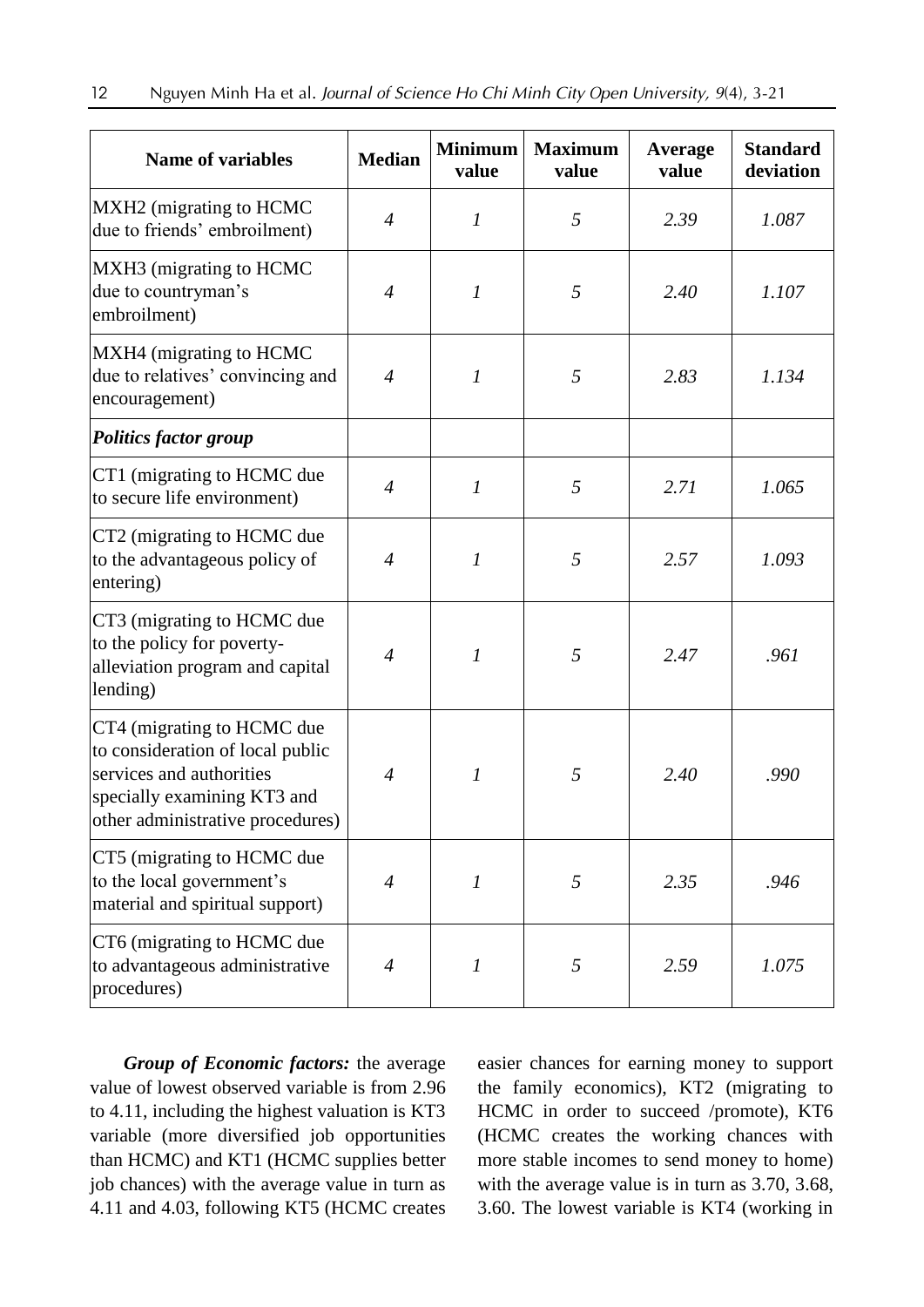| Name of variables | Median | Minimum value | Maximum value | Average value | Standard deviation |
|---|---|---|---|---|---|
| MXH2 (migrating to HCMC due to friends' embroilment) | *4* | *1* | *5* | *2.39* | *1.087* |
| MXH3 (migrating to HCMC due to countryman's embroilment) | *4* | *1* | *5* | *2.40* | *1.107* |
| MXH4 (migrating to HCMC due to relatives' convincing and encouragement) | *4* | *1* | *5* | *2.83* | *1.134* |
| ***Politics factor group*** | | | | | |
| CT1 (migrating to HCMC due to secure life environment) | *4* | *1* | *5* | *2.71* | *1.065* |
| CT2 (migrating to HCMC due to the advantageous policy of entering) | *4* | *1* | *5* | *2.57* | *1.093* |
| CT3 (migrating to HCMC due to the policy for poverty-alleviation program and capital lending) | *4* | *1* | *5* | *2.47* | *.961* |
| CT4 (migrating to HCMC due to consideration of local public services and authorities specially examining KT3 and other administrative procedures) | *4* | *1* | *5* | *2.40* | *.990* |
| CT5 (migrating to HCMC due to the local government's material and spiritual support) | *4* | *1* | *5* | *2.35* | *.946* |
| CT6 (migrating to HCMC due to advantageous administrative procedures) | *4* | *1* | *5* | *2.59* | *1.075* |

***Group of Economic factors:*** the average value of lowest observed variable is from 2.96 to 4.11, including the highest valuation is KT3 variable (more diversified job opportunities than HCMC) and KT1 (HCMC supplies better job chances) with the average value in turn as 4.11 and 4.03, following KT5 (HCMC creates easier chances for earning money to support the family economics), KT2 (migrating to HCMC in order to succeed /promote), KT6 (HCMC creates the working chances with more stable incomes to send money to home) with the average value is in turn as 3.70, 3.68, 3.60. The lowest variable is KT4 (working in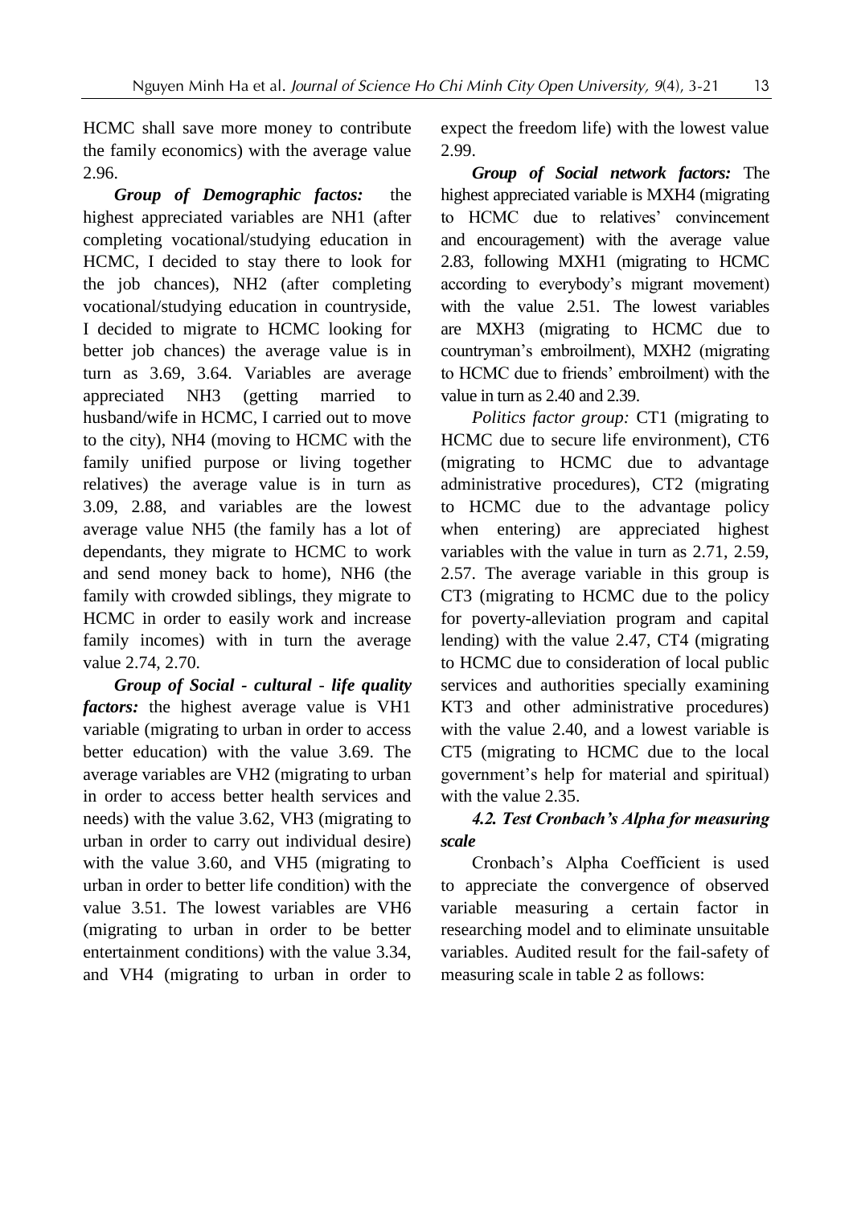HCMC shall save more money to contribute the family economics) with the average value 2.96.

***Group of Demographic factos:*** the highest appreciated variables are NH1 (after completing vocational/studying education in HCMC, I decided to stay there to look for the job chances), NH2 (after completing vocational/studying education in countryside, I decided to migrate to HCMC looking for better job chances) the average value is in turn as 3.69, 3.64. Variables are average appreciated NH3 (getting married to husband/wife in HCMC, I carried out to move to the city), NH4 (moving to HCMC with the family unified purpose or living together relatives) the average value is in turn as 3.09, 2.88, and variables are the lowest average value NH5 (the family has a lot of dependants, they migrate to HCMC to work and send money back to home), NH6 (the family with crowded siblings, they migrate to HCMC in order to easily work and increase family incomes) with in turn the average value 2.74, 2.70.

***Group of Social - cultural - life quality factors:*** the highest average value is VH1 variable (migrating to urban in order to access better education) with the value 3.69. The average variables are VH2 (migrating to urban in order to access better health services and needs) with the value 3.62, VH3 (migrating to urban in order to carry out individual desire) with the value 3.60, and VH5 (migrating to urban in order to better life condition) with the value 3.51. The lowest variables are VH6 (migrating to urban in order to be better entertainment conditions) with the value 3.34, and VH4 (migrating to urban in order to expect the freedom life) with the lowest value 2.99.

***Group of Social network factors:*** The highest appreciated variable is MXH4 (migrating to HCMC due to relatives' convincement and encouragement) with the average value 2.83, following MXH1 (migrating to HCMC according to everybody's migrant movement) with the value 2.51. The lowest variables are MXH3 (migrating to HCMC due to countryman's embroilment), MXH2 (migrating to HCMC due to friends' embroilment) with the value in turn as 2.40 and 2.39.

*Politics factor group:* CT1 (migrating to HCMC due to secure life environment), CT6 (migrating to HCMC due to advantage administrative procedures), CT2 (migrating to HCMC due to the advantage policy when entering) are appreciated highest variables with the value in turn as 2.71, 2.59, 2.57. The average variable in this group is CT3 (migrating to HCMC due to the policy for poverty-alleviation program and capital lending) with the value 2.47, CT4 (migrating to HCMC due to consideration of local public services and authorities specially examining KT3 and other administrative procedures) with the value 2.40, and a lowest variable is CT5 (migrating to HCMC due to the local government's help for material and spiritual) with the value 2.35.

### *4.2. Test Cronbach's Alpha for measuring scale*

Cronbach's Alpha Coefficient is used to appreciate the convergence of observed variable measuring a certain factor in researching model and to eliminate unsuitable variables. Audited result for the fail-safety of measuring scale in table 2 as follows: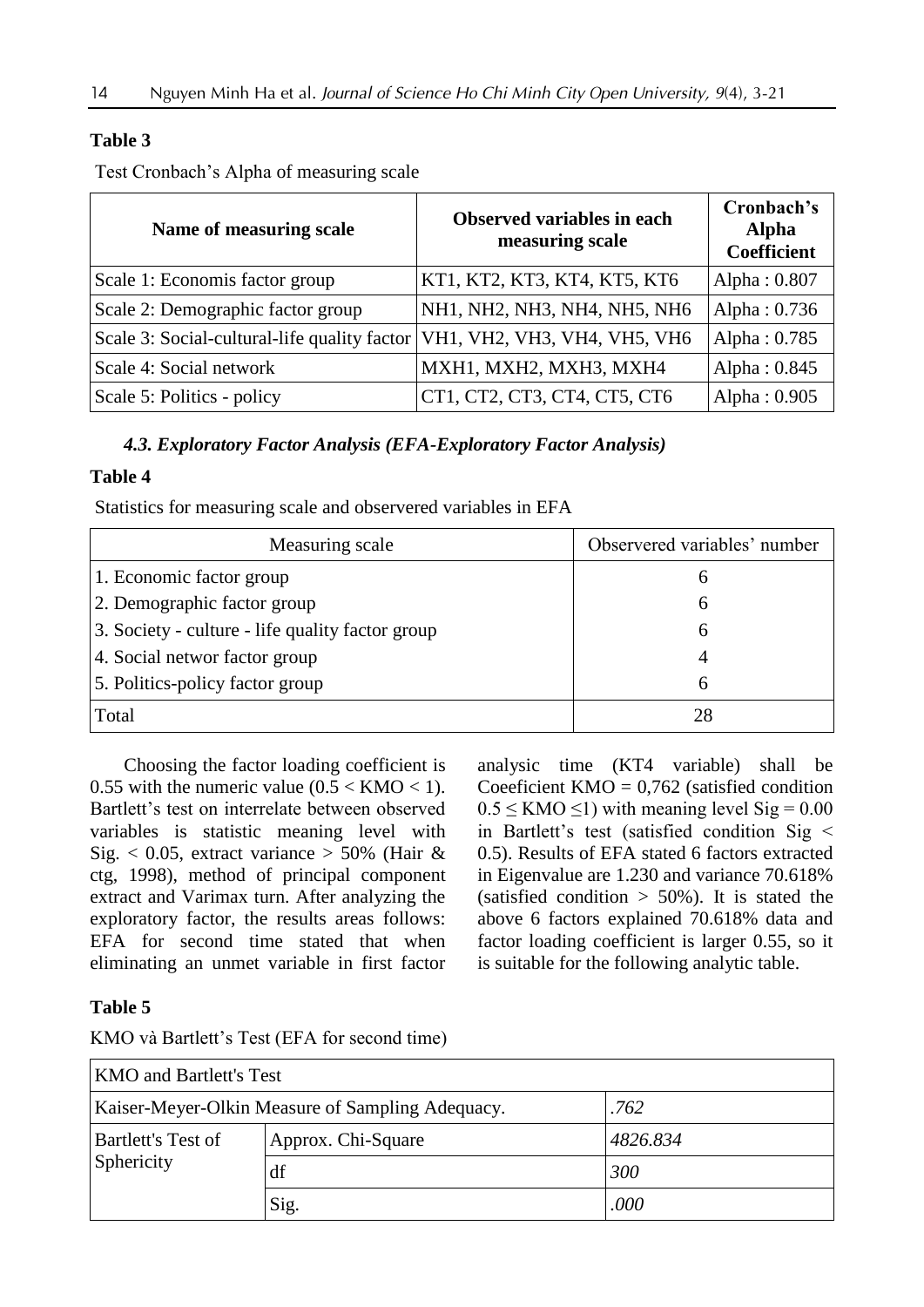**Table 3**

Test Cronbach's Alpha of measuring scale

| Name of measuring scale | Observed variables in each measuring scale | Cronbach's Alpha Coefficient |
|---|---|---|
| Scale 1: Economis factor group | KT1, KT2, KT3, KT4, KT5, KT6 | Alpha : 0.807 |
| Scale 2: Demographic factor group | NH1, NH2, NH3, NH4, NH5, NH6 | Alpha : 0.736 |
| Scale 3: Social-cultural-life quality factor | VH1, VH2, VH3, VH4, VH5, VH6 | Alpha : 0.785 |
| Scale 4: Social network | MXH1, MXH2, MXH3, MXH4 | Alpha : 0.845 |
| Scale 5: Politics - policy | CT1, CT2, CT3, CT4, CT5, CT6 | Alpha : 0.905 |

### *4.3. Exploratory Factor Analysis (EFA-Exploratory Factor Analysis)*

**Table 4**

Statistics for measuring scale and observered variables in EFA

| Measuring scale | Observered variables' number |
|---|---|
| 1. Economic factor group | 6 |
| 2. Demographic factor group | 6 |
| 3. Society - culture - life quality factor group | 6 |
| 4. Social networ factor group | 4 |
| 5. Politics-policy factor group | 6 |
| Total | 28 |

Choosing the factor loading coefficient is 0.55 with the numeric value ($0.5 < \text{KMO} < 1$). Bartlett's test on interrelate between observed variables is statistic meaning level with Sig. $< 0.05$, extract variance $> 50\%$ (Hair & ctg, 1998), method of principal component extract and Varimax turn. After analyzing the exploratory factor, the results areas follows: EFA for second time stated that when eliminating an unmet variable in first factor analysic time (KT4 variable) shall be Coeeficient KMO = 0,762 (satisfied condition $0.5 \leq \text{KMO} \leq 1$) with meaning level Sig = 0.00 in Bartlett's test (satisfied condition Sig < 0.5). Results of EFA stated 6 factors extracted in Eigenvalue are 1.230 and variance 70.618% (satisfied condition > 50%). It is stated the above 6 factors explained 70.618% data and factor loading coefficient is larger 0.55, so it is suitable for the following analytic table.

**Table 5**

KMO và Bartlett's Test (EFA for second time)

| KMO and Bartlett's Test | | |
|---|---|---|
| Kaiser-Meyer-Olkin Measure of Sampling Adequacy. | | *.762* |
| Bartlett's Test of Sphericity | Approx. Chi-Square | *4826.834* |
| | df | *300* |
| | Sig. | *.000* |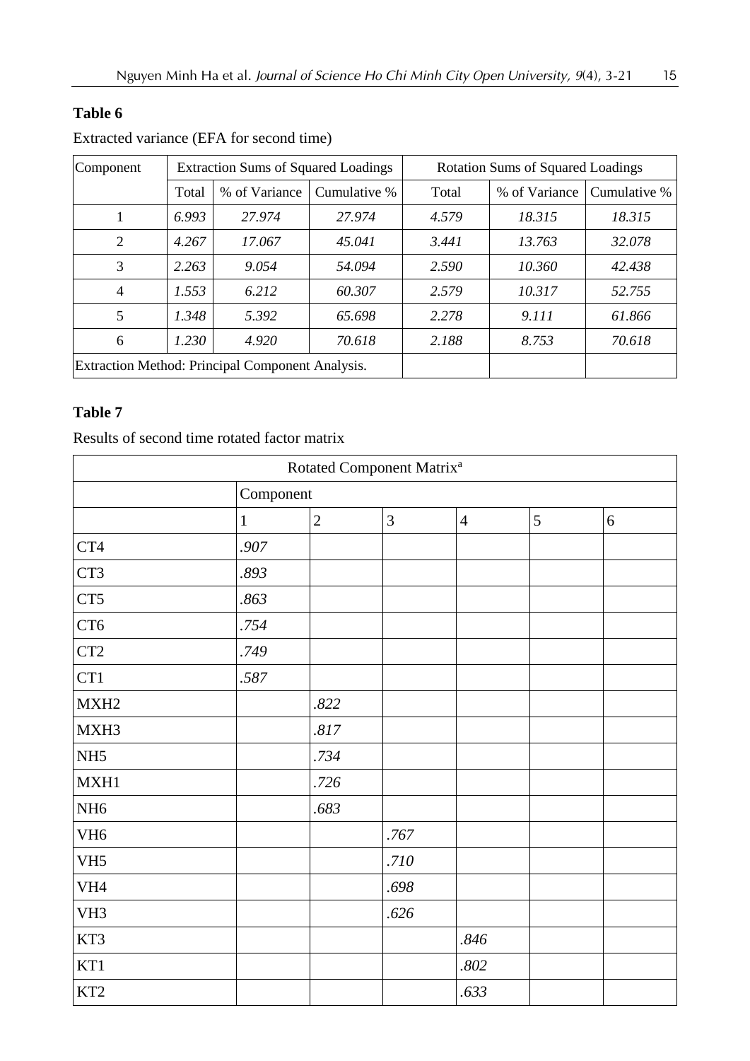**Table 6**

Extracted variance (EFA for second time)

| Component | Extraction Sums of Squared Loadings | | | Rotation Sums of Squared Loadings | | |
|---|---|---|---|---|---|---|
| | Total | % of Variance | Cumulative % | Total | % of Variance | Cumulative % |
| 1 | *6.993* | *27.974* | *27.974* | *4.579* | *18.315* | *18.315* |
| 2 | *4.267* | *17.067* | *45.041* | *3.441* | *13.763* | *32.078* |
| 3 | *2.263* | *9.054* | *54.094* | *2.590* | *10.360* | *42.438* |
| 4 | *1.553* | *6.212* | *60.307* | *2.579* | *10.317* | *52.755* |
| 5 | *1.348* | *5.392* | *65.698* | *2.278* | *9.111* | *61.866* |
| 6 | *1.230* | *4.920* | *70.618* | *2.188* | *8.753* | *70.618* |
| Extraction Method: Principal Component Analysis. | | | | | | |

**Table 7**

Results of second time rotated factor matrix

| Rotated Component Matrix[a] | | | | | | |
|---|---|---|---|---|---|---|
| | Component | | | | | |
| | 1 | 2 | 3 | 4 | 5 | 6 |
| CT4 | *.907* | | | | | |
| CT3 | *.893* | | | | | |
| CT5 | *.863* | | | | | |
| CT6 | *.754* | | | | | |
| CT2 | *.749* | | | | | |
| CT1 | *.587* | | | | | |
| MXH2 | | *.822* | | | | |
| MXH3 | | *.817* | | | | |
| NH5 | | *.734* | | | | |
| MXH1 | | *.726* | | | | |
| NH6 | | *.683* | | | | |
| VH6 | | | *.767* | | | |
| VH5 | | | *.710* | | | |
| VH4 | | | *.698* | | | |
| VH3 | | | *.626* | | | |
| KT3 | | | | *.846* | | |
| KT1 | | | | *.802* | | |
| KT2 | | | | *.633* | | |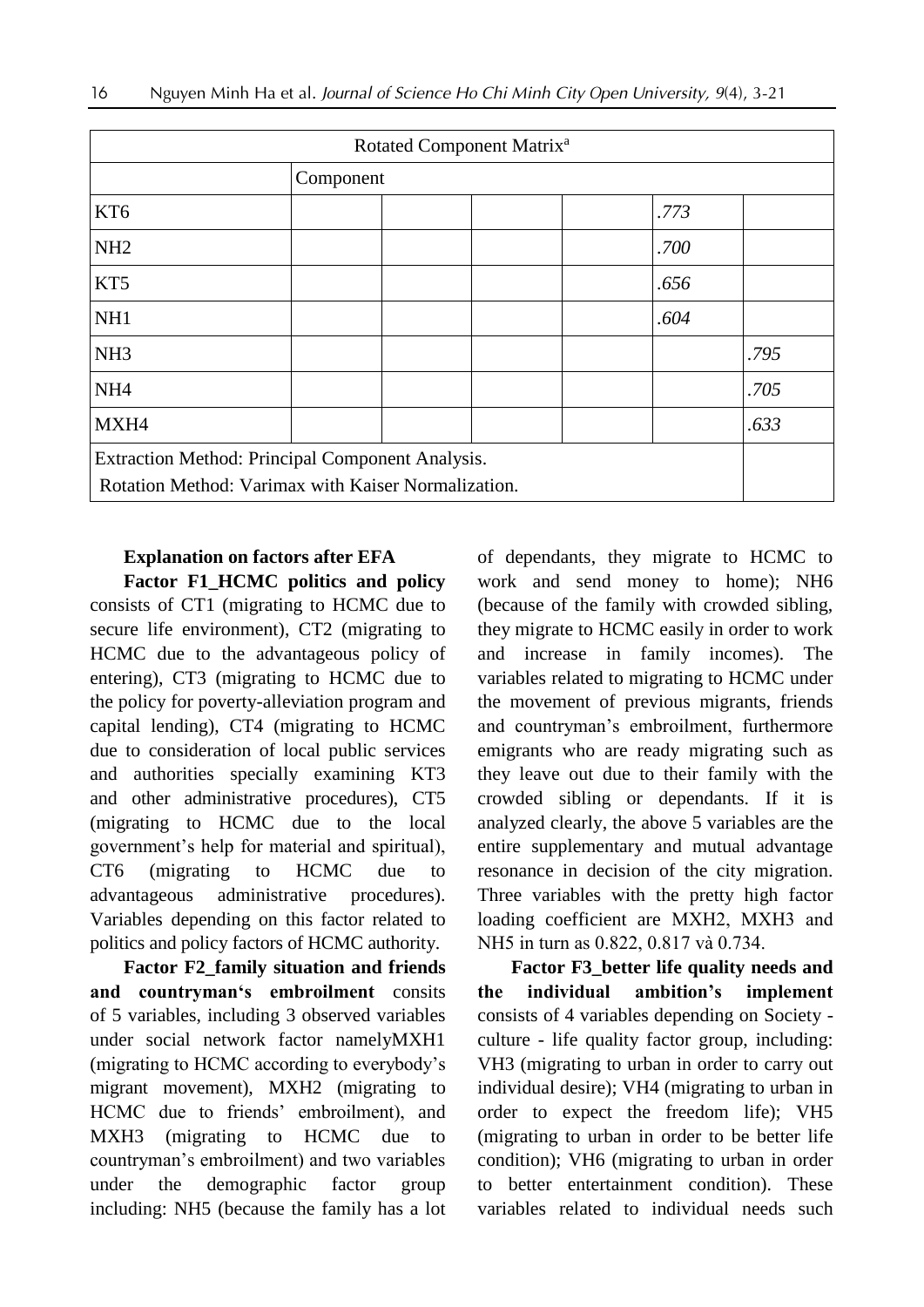| Rotated Component Matrix[a] | | | | | | |
|---|---|---|---|---|---|---|
| | Component | | | | | |
| KT6 | | | | | *.773* | |
| NH2 | | | | | *.700* | |
| KT5 | | | | | *.656* | |
| NH1 | | | | | *.604* | |
| NH3 | | | | | | *.795* |
| NH4 | | | | | | *.705* |
| MXH4 | | | | | | *.633* |
| Extraction Method: Principal Component Analysis. Rotation Method: Varimax with Kaiser Normalization. | | | | | | |

**Explanation on factors after EFA**

**Factor F1_HCMC politics and policy** consists of CT1 (migrating to HCMC due to secure life environment), CT2 (migrating to HCMC due to the advantageous policy of entering), CT3 (migrating to HCMC due to the policy for poverty-alleviation program and capital lending), CT4 (migrating to HCMC due to consideration of local public services and authorities specially examining KT3 and other administrative procedures), CT5 (migrating to HCMC due to the local government's help for material and spiritual), CT6 (migrating to HCMC due to advantageous administrative procedures). Variables depending on this factor related to politics and policy factors of HCMC authority.

**Factor F2_family situation and friends and countryman's embroilment** consits of 5 variables, including 3 observed variables under social network factor namelyMXH1 (migrating to HCMC according to everybody's migrant movement), MXH2 (migrating to HCMC due to friends' embroilment), and MXH3 (migrating to HCMC due to countryman's embroilment) and two variables under the demographic factor group including: NH5 (because the family has a lot of dependants, they migrate to HCMC to work and send money to home); NH6 (because of the family with crowded sibling, they migrate to HCMC easily in order to work and increase in family incomes). The variables related to migrating to HCMC under the movement of previous migrants, friends and countryman's embroilment, furthermore emigrants who are ready migrating such as they leave out due to their family with the crowded sibling or dependants. If it is analyzed clearly, the above 5 variables are the entire supplementary and mutual advantage resonance in decision of the city migration. Three variables with the pretty high factor loading coefficient are MXH2, MXH3 and NH5 in turn as 0.822, 0.817 và 0.734.

**Factor F3_better life quality needs and the individual ambition's implement** consists of 4 variables depending on Society - culture - life quality factor group, including: VH3 (migrating to urban in order to carry out individual desire); VH4 (migrating to urban in order to expect the freedom life); VH5 (migrating to urban in order to be better life condition); VH6 (migrating to urban in order to better entertainment condition). These variables related to individual needs such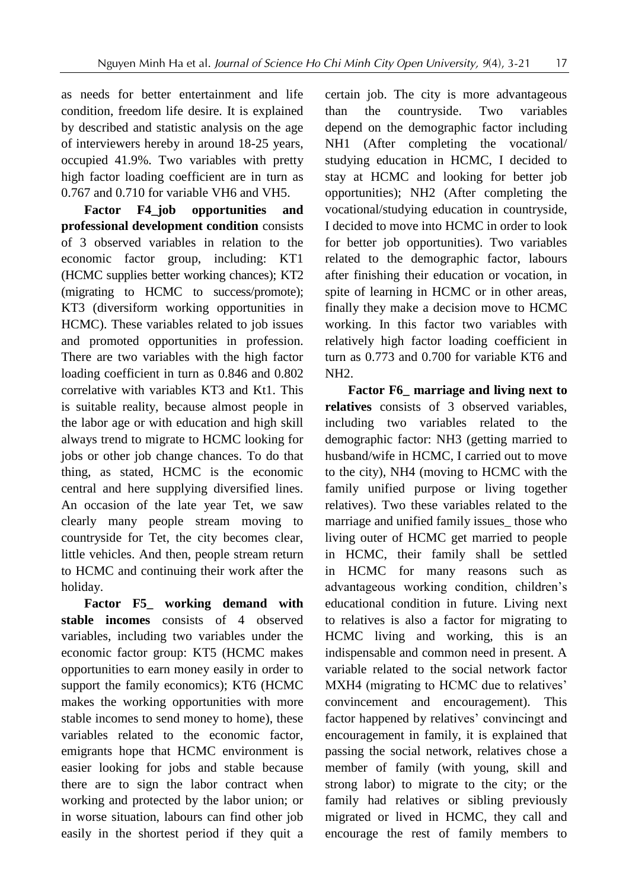as needs for better entertainment and life condition, freedom life desire. It is explained by described and statistic analysis on the age of interviewers hereby in around 18-25 years, occupied 41.9%. Two variables with pretty high factor loading coefficient are in turn as 0.767 and 0.710 for variable VH6 and VH5.

**Factor F4_job opportunities and professional development condition** consists of 3 observed variables in relation to the economic factor group, including: KT1 (HCMC supplies better working chances); KT2 (migrating to HCMC to success/promote); KT3 (diversiform working opportunities in HCMC). These variables related to job issues and promoted opportunities in profession. There are two variables with the high factor loading coefficient in turn as 0.846 and 0.802 correlative with variables KT3 and Kt1. This is suitable reality, because almost people in the labor age or with education and high skill always trend to migrate to HCMC looking for jobs or other job change chances. To do that thing, as stated, HCMC is the economic central and here supplying diversified lines. An occasion of the late year Tet, we saw clearly many people stream moving to countryside for Tet, the city becomes clear, little vehicles. And then, people stream return to HCMC and continuing their work after the holiday.

**Factor F5_ working demand with stable incomes** consists of 4 observed variables, including two variables under the economic factor group: KT5 (HCMC makes opportunities to earn money easily in order to support the family economics); KT6 (HCMC makes the working opportunities with more stable incomes to send money to home), these variables related to the economic factor, emigrants hope that HCMC environment is easier looking for jobs and stable because there are to sign the labor contract when working and protected by the labor union; or in worse situation, labours can find other job easily in the shortest period if they quit a certain job. The city is more advantageous than the countryside. Two variables depend on the demographic factor including NH1 (After completing the vocational/ studying education in HCMC, I decided to stay at HCMC and looking for better job opportunities); NH2 (After completing the vocational/studying education in countryside, I decided to move into HCMC in order to look for better job opportunities). Two variables related to the demographic factor, labours after finishing their education or vocation, in spite of learning in HCMC or in other areas, finally they make a decision move to HCMC working. In this factor two variables with relatively high factor loading coefficient in turn as 0.773 and 0.700 for variable KT6 and NH2.

**Factor F6_ marriage and living next to relatives** consists of 3 observed variables, including two variables related to the demographic factor: NH3 (getting married to husband/wife in HCMC, I carried out to move to the city), NH4 (moving to HCMC with the family unified purpose or living together relatives). Two these variables related to the marriage and unified family issues_ those who living outer of HCMC get married to people in HCMC, their family shall be settled in HCMC for many reasons such as advantageous working condition, children's educational condition in future. Living next to relatives is also a factor for migrating to HCMC living and working, this is an indispensable and common need in present. A variable related to the social network factor MXH4 (migrating to HCMC due to relatives' convincement and encouragement). This factor happened by relatives' convincingt and encouragement in family, it is explained that passing the social network, relatives chose a member of family (with young, skill and strong labor) to migrate to the city; or the family had relatives or sibling previously migrated or lived in HCMC, they call and encourage the rest of family members to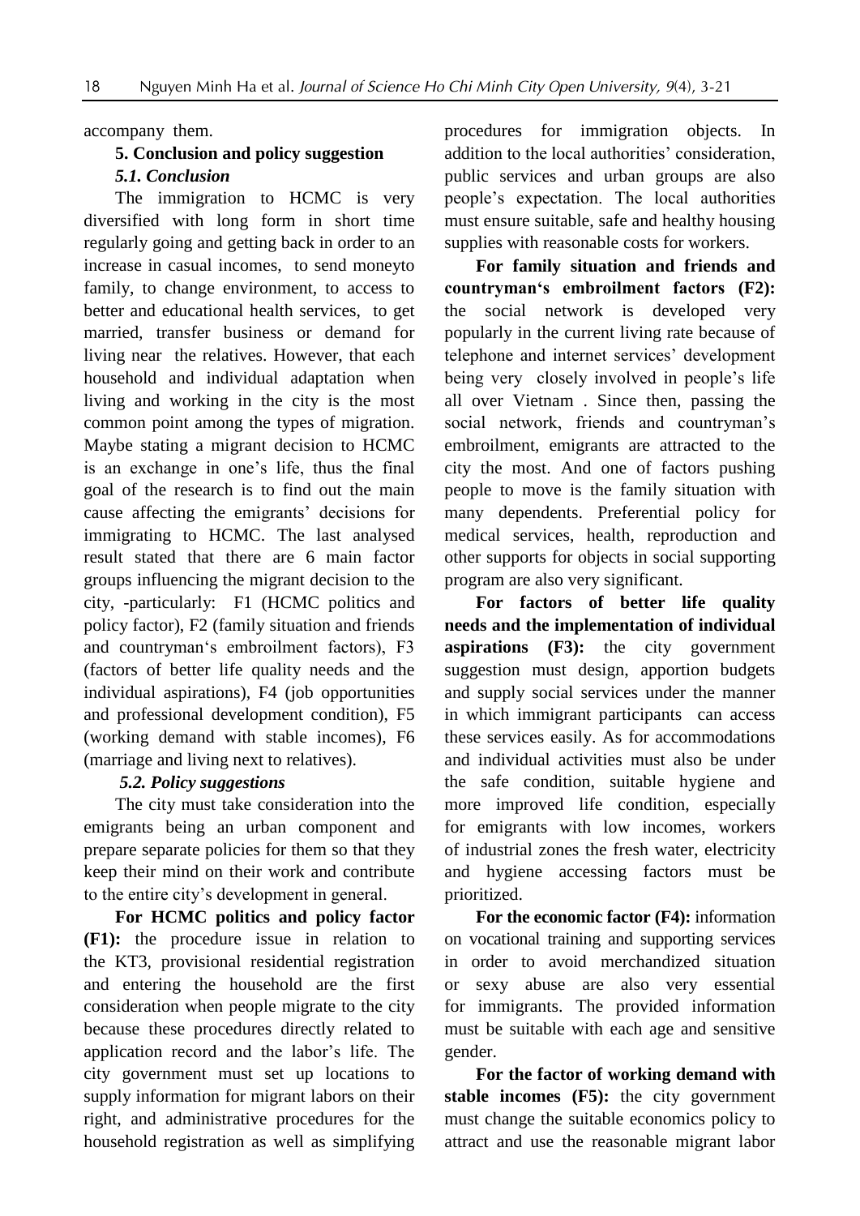accompany them.

## 5. Conclusion and policy suggestion

### *5.1. Conclusion*

The immigration to HCMC is very diversified with long form in short time regularly going and getting back in order to an increase in casual incomes, to send moneyto family, to change environment, to access to better and educational health services, to get married, transfer business or demand for living near the relatives. However, that each household and individual adaptation when living and working in the city is the most common point among the types of migration. Maybe stating a migrant decision to HCMC is an exchange in one's life, thus the final goal of the research is to find out the main cause affecting the emigrants' decisions for immigrating to HCMC. The last analysed result stated that there are 6 main factor groups influencing the migrant decision to the city, -particularly: F1 (HCMC politics and policy factor), F2 (family situation and friends and countryman's embroilment factors), F3 (factors of better life quality needs and the individual aspirations), F4 (job opportunities and professional development condition), F5 (working demand with stable incomes), F6 (marriage and living next to relatives).

### *5.2. Policy suggestions*

The city must take consideration into the emigrants being an urban component and prepare separate policies for them so that they keep their mind on their work and contribute to the entire city's development in general.

**For HCMC politics and policy factor (F1):** the procedure issue in relation to the KT3, provisional residential registration and entering the household are the first consideration when people migrate to the city because these procedures directly related to application record and the labor's life. The city government must set up locations to supply information for migrant labors on their right, and administrative procedures for the household registration as well as simplifying procedures for immigration objects. In addition to the local authorities' consideration, public services and urban groups are also people's expectation. The local authorities must ensure suitable, safe and healthy housing supplies with reasonable costs for workers.

**For family situation and friends and countryman's embroilment factors (F2):** the social network is developed very popularly in the current living rate because of telephone and internet services' development being very closely involved in people's life all over Vietnam . Since then, passing the social network, friends and countryman's embroilment, emigrants are attracted to the city the most. And one of factors pushing people to move is the family situation with many dependents. Preferential policy for medical services, health, reproduction and other supports for objects in social supporting program are also very significant.

**For factors of better life quality needs and the implementation of individual aspirations (F3):** the city government suggestion must design, apportion budgets and supply social services under the manner in which immigrant participants can access these services easily. As for accommodations and individual activities must also be under the safe condition, suitable hygiene and more improved life condition, especially for emigrants with low incomes, workers of industrial zones the fresh water, electricity and hygiene accessing factors must be prioritized.

**For the economic factor (F4):** information on vocational training and supporting services in order to avoid merchandized situation or sexy abuse are also very essential for immigrants. The provided information must be suitable with each age and sensitive gender.

**For the factor of working demand with stable incomes (F5):** the city government must change the suitable economics policy to attract and use the reasonable migrant labor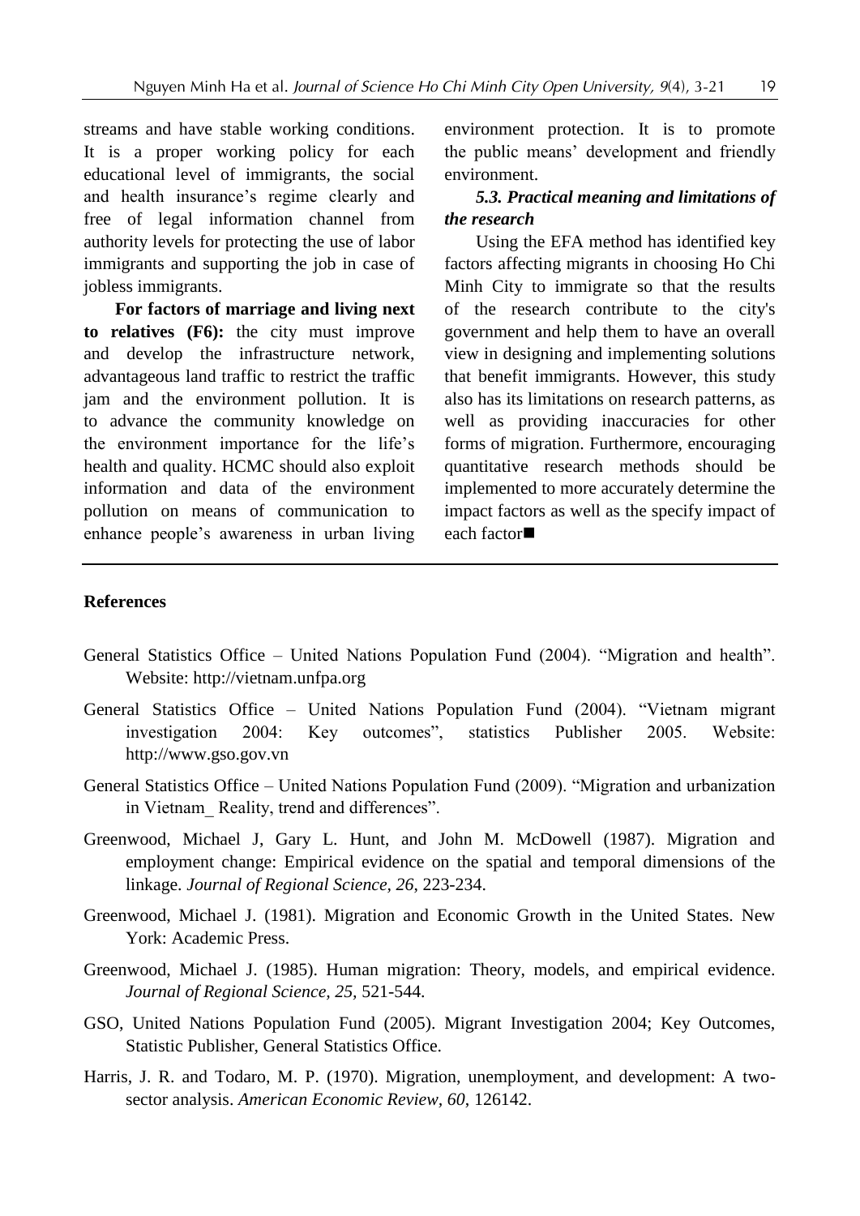streams and have stable working conditions. It is a proper working policy for each educational level of immigrants, the social and health insurance's regime clearly and free of legal information channel from authority levels for protecting the use of labor immigrants and supporting the job in case of jobless immigrants.

**For factors of marriage and living next to relatives (F6):** the city must improve and develop the infrastructure network, advantageous land traffic to restrict the traffic jam and the environment pollution. It is to advance the community knowledge on the environment importance for the life's health and quality. HCMC should also exploit information and data of the environment pollution on means of communication to enhance people's awareness in urban living environment protection. It is to promote the public means' development and friendly environment.

### *5.3. Practical meaning and limitations of the research*

Using the EFA method has identified key factors affecting migrants in choosing Ho Chi Minh City to immigrate so that the results of the research contribute to the city's government and help them to have an overall view in designing and implementing solutions that benefit immigrants. However, this study also has its limitations on research patterns, as well as providing inaccuracies for other forms of migration. Furthermore, encouraging quantitative research methods should be implemented to more accurately determine the impact factors as well as the specify impact of each factor■

## References

General Statistics Office – United Nations Population Fund (2004). "Migration and health". Website: http://vietnam.unfpa.org

General Statistics Office – United Nations Population Fund (2004). "Vietnam migrant investigation 2004: Key outcomes", statistics Publisher 2005. Website: http://www.gso.gov.vn

General Statistics Office – United Nations Population Fund (2009). "Migration and urbanization in Vietnam_ Reality, trend and differences".

Greenwood, Michael J, Gary L. Hunt, and John M. McDowell (1987). Migration and employment change: Empirical evidence on the spatial and temporal dimensions of the linkage. *Journal of Regional Science, 26*, 223-234.

Greenwood, Michael J. (1981). Migration and Economic Growth in the United States. New York: Academic Press.

Greenwood, Michael J. (1985). Human migration: Theory, models, and empirical evidence. *Journal of Regional Science, 25*, 521-544.

GSO, United Nations Population Fund (2005). Migrant Investigation 2004; Key Outcomes, Statistic Publisher, General Statistics Office.

Harris, J. R. and Todaro, M. P. (1970). Migration, unemployment, and development: A two-sector analysis. *American Economic Review, 60*, 126142.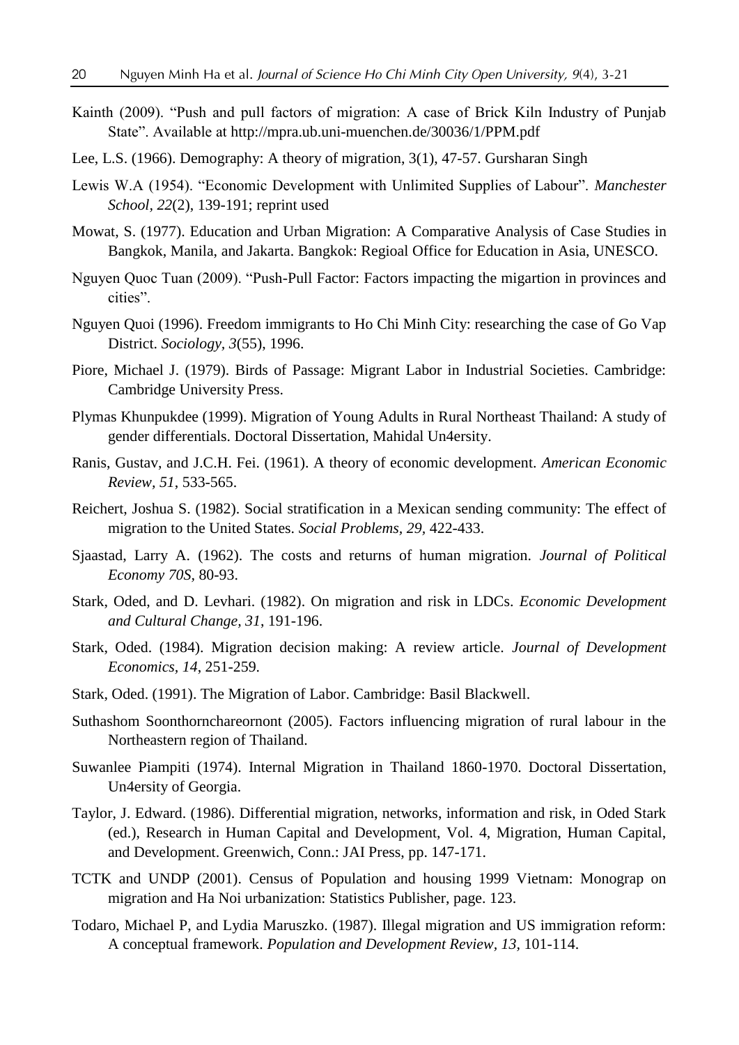Kainth (2009). "Push and pull factors of migration: A case of Brick Kiln Industry of Punjab State". Available at http://mpra.ub.uni-muenchen.de/30036/1/PPM.pdf

Lee, L.S. (1966). Demography: A theory of migration, 3(1), 47-57. Gursharan Singh

Lewis W.A (1954). "Economic Development with Unlimited Supplies of Labour". *Manchester School, 22*(2), 139-191; reprint used

Mowat, S. (1977). Education and Urban Migration: A Comparative Analysis of Case Studies in Bangkok, Manila, and Jakarta. Bangkok: Regioal Office for Education in Asia, UNESCO.

Nguyen Quoc Tuan (2009). "Push-Pull Factor: Factors impacting the migartion in provinces and cities".

Nguyen Quoi (1996). Freedom immigrants to Ho Chi Minh City: researching the case of Go Vap District. *Sociology*, *3*(55), 1996.

Piore, Michael J. (1979). Birds of Passage: Migrant Labor in Industrial Societies. Cambridge: Cambridge University Press.

Plymas Khunpukdee (1999). Migration of Young Adults in Rural Northeast Thailand: A study of gender differentials. Doctoral Dissertation, Mahidal Un4ersity.

Ranis, Gustav, and J.C.H. Fei. (1961). A theory of economic development. *American Economic Review, 51*, 533-565.

Reichert, Joshua S. (1982). Social stratification in a Mexican sending community: The effect of migration to the United States. *Social Problems, 29*, 422-433.

Sjaastad, Larry A. (1962). The costs and returns of human migration. *Journal of Political Economy 70S*, 80-93.

Stark, Oded, and D. Levhari. (1982). On migration and risk in LDCs. *Economic Development and Cultural Change, 31*, 191-196.

Stark, Oded. (1984). Migration decision making: A review article. *Journal of Development Economics, 14*, 251-259.

Stark, Oded. (1991). The Migration of Labor. Cambridge: Basil Blackwell.

Suthashom Soonthornchareornont (2005). Factors influencing migration of rural labour in the Northeastern region of Thailand.

Suwanlee Piampiti (1974). Internal Migration in Thailand 1860-1970. Doctoral Dissertation, Un4ersity of Georgia.

Taylor, J. Edward. (1986). Differential migration, networks, information and risk, in Oded Stark (ed.), Research in Human Capital and Development, Vol. 4, Migration, Human Capital, and Development. Greenwich, Conn.: JAI Press, pp. 147-171.

TCTK and UNDP (2001). Census of Population and housing 1999 Vietnam: Monograp on migration and Ha Noi urbanization: Statistics Publisher, page. 123.

Todaro, Michael P, and Lydia Maruszko. (1987). Illegal migration and US immigration reform: A conceptual framework. *Population and Development Review, 13*, 101-114.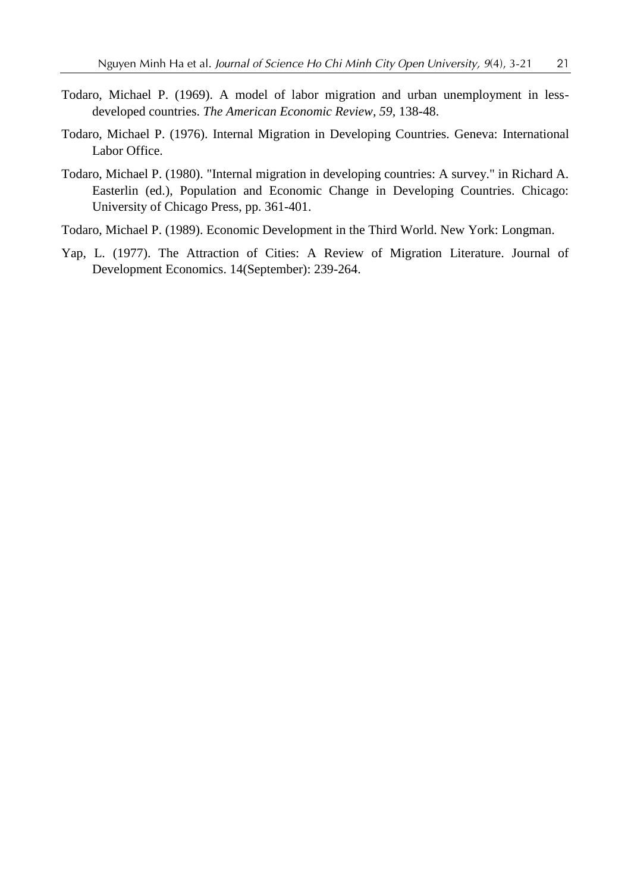Todaro, Michael P. (1969). A model of labor migration and urban unemployment in less-developed countries. *The American Economic Review, 59*, 138-48.

Todaro, Michael P. (1976). Internal Migration in Developing Countries. Geneva: International Labor Office.

Todaro, Michael P. (1980). "Internal migration in developing countries: A survey." in Richard A. Easterlin (ed.), Population and Economic Change in Developing Countries. Chicago: University of Chicago Press, pp. 361-401.

Todaro, Michael P. (1989). Economic Development in the Third World. New York: Longman.

Yap, L. (1977). The Attraction of Cities: A Review of Migration Literature. Journal of Development Economics. 14(September): 239-264.